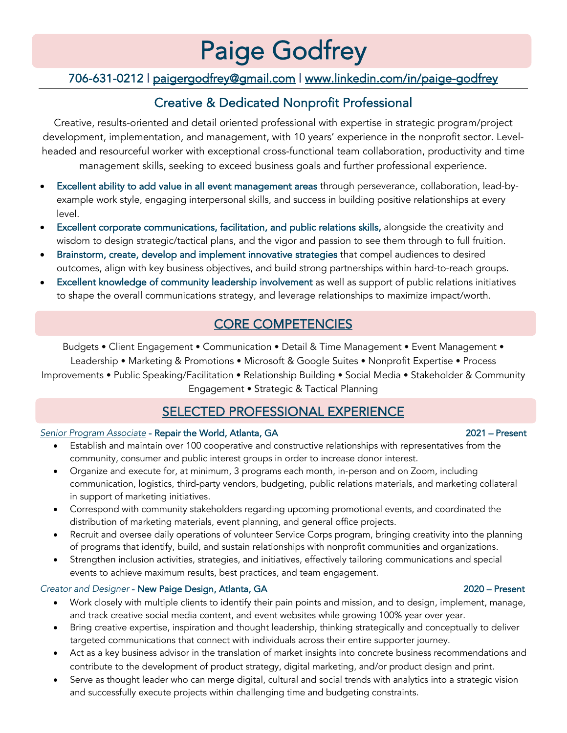# Paige Godfrey

706-631-0212 | paigergodfrey@gmail.com | www.linkedin.com/in/paige-godfrey

## Creative & Dedicated Nonprofit Professional

Creative, results-oriented and detail oriented professional with expertise in strategic program/project development, implementation, and management, with 10 years' experience in the nonprofit sector. Level-headed and resourceful worker with exceptional cross-functional team collaboration, productivity and time management skills, seeking to exceed business goals and further professional experience.

- **Excellent ability to add value in all event management areas** through perseverance, collaboration, lead-by-example work style, engaging interpersonal skills, and success in building positive relationships at every level.
- **Excellent corporate communications, facilitation, and public relations skills,** alongside the creativity and wisdom to design strategic/tactical plans, and the vigor and passion to see them through to full fruition.
- **Brainstorm, create, develop and implement innovative strategies** that compel audiences to desired outcomes, align with key business objectives, and build strong partnerships within hard-to-reach groups.
- **Excellent knowledge of community leadership involvement** as well as support of public relations initiatives to shape the overall communications strategy, and leverage relationships to maximize impact/worth.

## CORE COMPETENCIES

Budgets • Client Engagement • Communication • Detail & Time Management • Event Management • Leadership • Marketing & Promotions • Microsoft & Google Suites • Nonprofit Expertise • Process Improvements • Public Speaking/Facilitation • Relationship Building • Social Media • Stakeholder & Community Engagement • Strategic & Tactical Planning

## SELECTED PROFESSIONAL EXPERIENCE

*Senior Program Associate* - **Repair the World, Atlanta, GA** — **2021 – Present**

- Establish and maintain over 100 cooperative and constructive relationships with representatives from the community, consumer and public interest groups in order to increase donor interest.
- Organize and execute for, at minimum, 3 programs each month, in-person and on Zoom, including communication, logistics, third-party vendors, budgeting, public relations materials, and marketing collateral in support of marketing initiatives.
- Correspond with community stakeholders regarding upcoming promotional events, and coordinated the distribution of marketing materials, event planning, and general office projects.
- Recruit and oversee daily operations of volunteer Service Corps program, bringing creativity into the planning of programs that identify, build, and sustain relationships with nonprofit communities and organizations.
- Strengthen inclusion activities, strategies, and initiatives, effectively tailoring communications and special events to achieve maximum results, best practices, and team engagement.

*Creator and Designer* - **New Paige Design, Atlanta, GA** — **2020 – Present**

- Work closely with multiple clients to identify their pain points and mission, and to design, implement, manage, and track creative social media content, and event websites while growing 100% year over year.
- Bring creative expertise, inspiration and thought leadership, thinking strategically and conceptually to deliver targeted communications that connect with individuals across their entire supporter journey.
- Act as a key business advisor in the translation of market insights into concrete business recommendations and contribute to the development of product strategy, digital marketing, and/or product design and print.
- Serve as thought leader who can merge digital, cultural and social trends with analytics into a strategic vision and successfully execute projects within challenging time and budgeting constraints.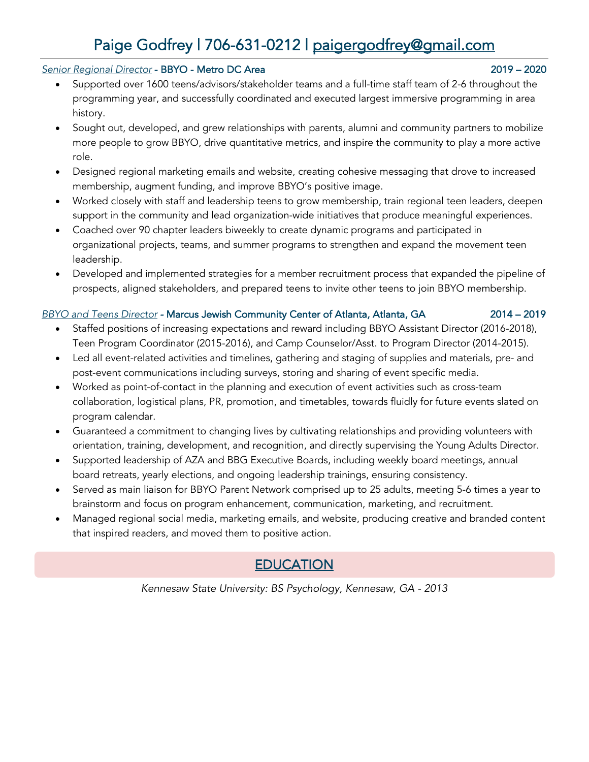Paige Godfrey | 706-631-0212 | paigergodfrey@gmail.com

*Senior Regional Director* - BBYO - Metro DC Area 2019 – 2020

- Supported over 1600 teens/advisors/stakeholder teams and a full-time staff team of 2-6 throughout the programming year, and successfully coordinated and executed largest immersive programming in area history.
- Sought out, developed, and grew relationships with parents, alumni and community partners to mobilize more people to grow BBYO, drive quantitative metrics, and inspire the community to play a more active role.
- Designed regional marketing emails and website, creating cohesive messaging that drove to increased membership, augment funding, and improve BBYO's positive image.
- Worked closely with staff and leadership teens to grow membership, train regional teen leaders, deepen support in the community and lead organization-wide initiatives that produce meaningful experiences.
- Coached over 90 chapter leaders biweekly to create dynamic programs and participated in organizational projects, teams, and summer programs to strengthen and expand the movement teen leadership.
- Developed and implemented strategies for a member recruitment process that expanded the pipeline of prospects, aligned stakeholders, and prepared teens to invite other teens to join BBYO membership.

*BBYO and Teens Director* - Marcus Jewish Community Center of Atlanta, Atlanta, GA 2014 – 2019

- Staffed positions of increasing expectations and reward including BBYO Assistant Director (2016-2018), Teen Program Coordinator (2015-2016), and Camp Counselor/Asst. to Program Director (2014-2015).
- Led all event-related activities and timelines, gathering and staging of supplies and materials, pre- and post-event communications including surveys, storing and sharing of event specific media.
- Worked as point-of-contact in the planning and execution of event activities such as cross-team collaboration, logistical plans, PR, promotion, and timetables, towards fluidly for future events slated on program calendar.
- Guaranteed a commitment to changing lives by cultivating relationships and providing volunteers with orientation, training, development, and recognition, and directly supervising the Young Adults Director.
- Supported leadership of AZA and BBG Executive Boards, including weekly board meetings, annual board retreats, yearly elections, and ongoing leadership trainings, ensuring consistency.
- Served as main liaison for BBYO Parent Network comprised up to 25 adults, meeting 5-6 times a year to brainstorm and focus on program enhancement, communication, marketing, and recruitment.
- Managed regional social media, marketing emails, and website, producing creative and branded content that inspired readers, and moved them to positive action.

## EDUCATION

*Kennesaw State University: BS Psychology, Kennesaw, GA - 2013*